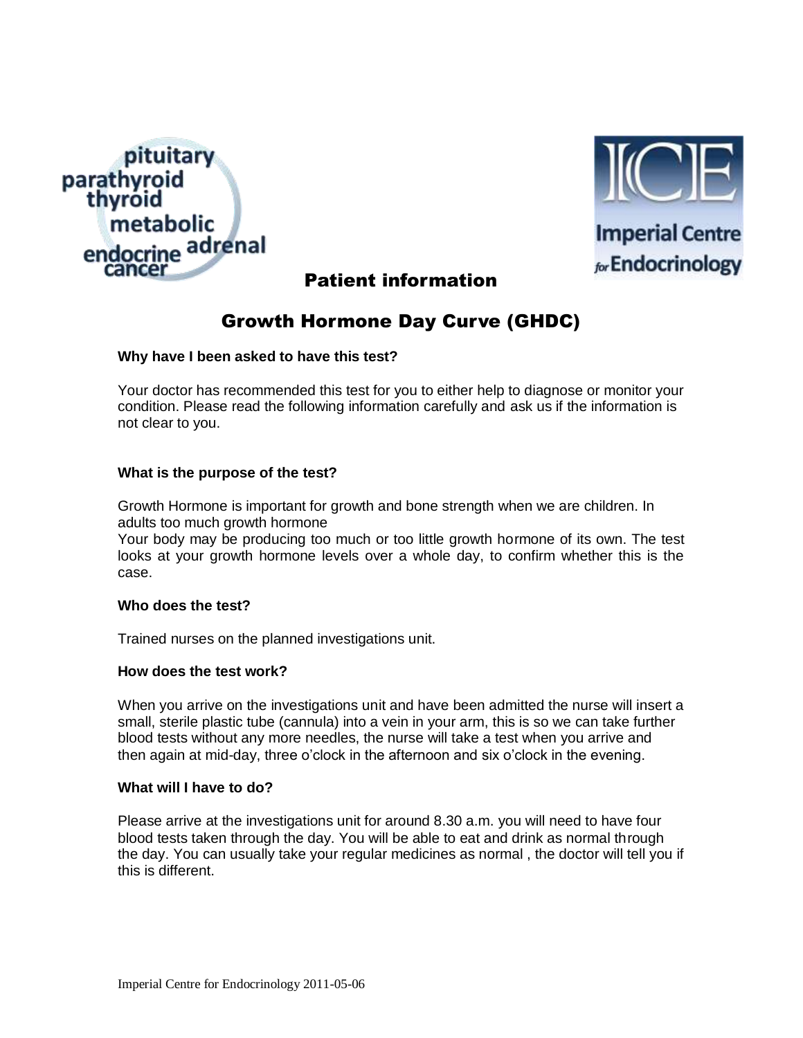pituitary
parathyroid
thyroid
metabolic
endocrine adrenal
cancer

Imperial Centre for Endocrinology

# Patient information

## Growth Hormone Day Curve (GHDC)

**Why have I been asked to have this test?**

Your doctor has recommended this test for you to either help to diagnose or monitor your condition. Please read the following information carefully and ask us if the information is not clear to you.

**What is the purpose of the test?**

Growth Hormone is important for growth and bone strength when we are children. In adults too much growth hormone

Your body may be producing too much or too little growth hormone of its own. The test looks at your growth hormone levels over a whole day, to confirm whether this is the case.

**Who does the test?**

Trained nurses on the planned investigations unit.

**How does the test work?**

When you arrive on the investigations unit and have been admitted the nurse will insert a small, sterile plastic tube (cannula) into a vein in your arm, this is so we can take further blood tests without any more needles, the nurse will take a test when you arrive and then again at mid-day, three o'clock in the afternoon and six o'clock in the evening.

**What will I have to do?**

Please arrive at the investigations unit for around 8.30 a.m. you will need to have four blood tests taken through the day. You will be able to eat and drink as normal through the day. You can usually take your regular medicines as normal , the doctor will tell you if this is different.

Imperial Centre for Endocrinology 2011-05-06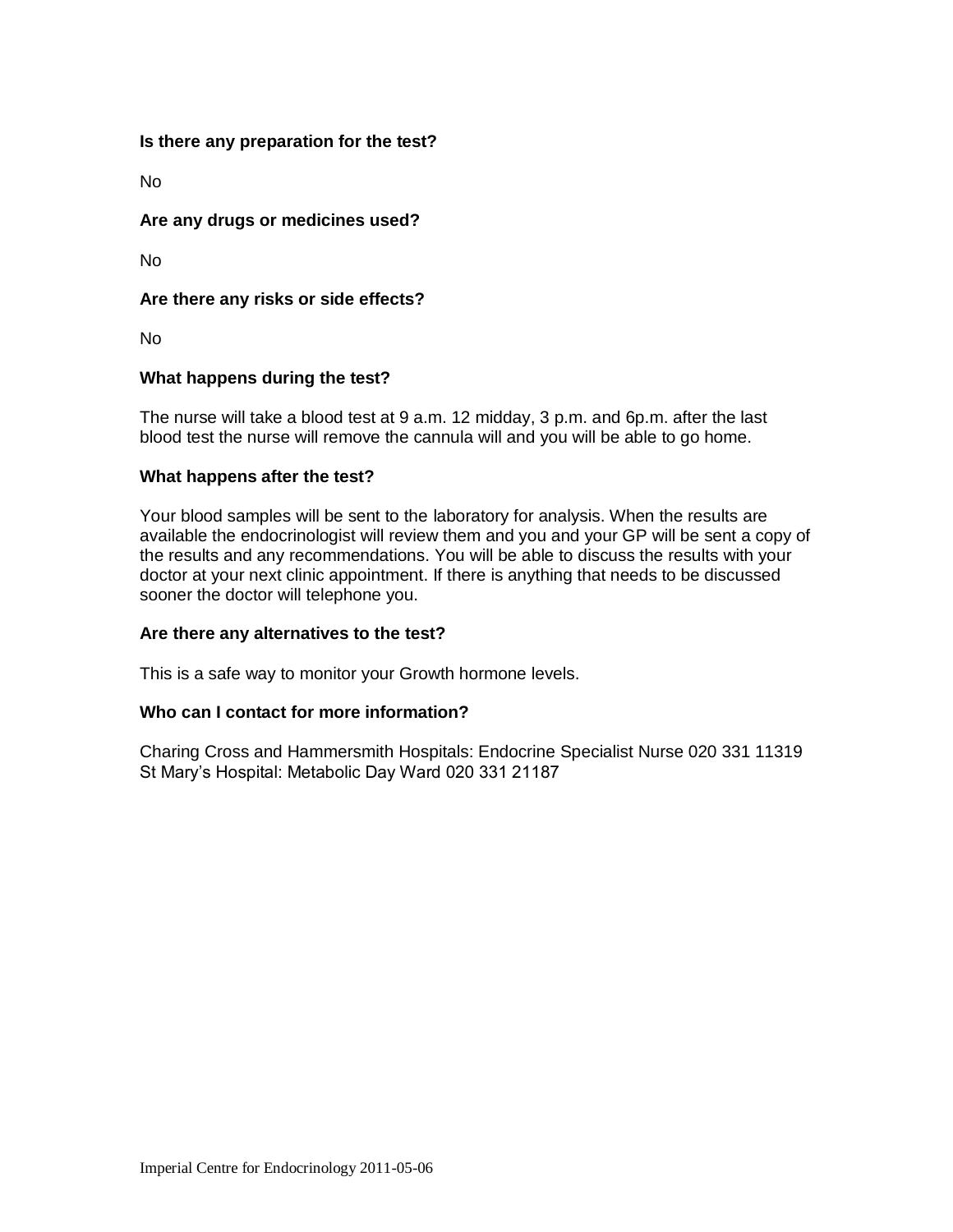**Is there any preparation for the test?**

No

**Are any drugs or medicines used?**

No

**Are there any risks or side effects?**

No

**What happens during the test?**

The nurse will take a blood test at 9 a.m. 12 midday, 3 p.m. and 6p.m. after the last blood test the nurse will remove the cannula will and you will be able to go home.

**What happens after the test?**

Your blood samples will be sent to the laboratory for analysis. When the results are available the endocrinologist will review them and you and your GP will be sent a copy of the results and any recommendations. You will be able to discuss the results with your doctor at your next clinic appointment. If there is anything that needs to be discussed sooner the doctor will telephone you.

**Are there any alternatives to the test?**

This is a safe way to monitor your Growth hormone levels.

**Who can I contact for more information?**

Charing Cross and Hammersmith Hospitals: Endocrine Specialist Nurse 020 331 11319
St Mary's Hospital: Metabolic Day Ward 020 331 21187

Imperial Centre for Endocrinology 2011-05-06